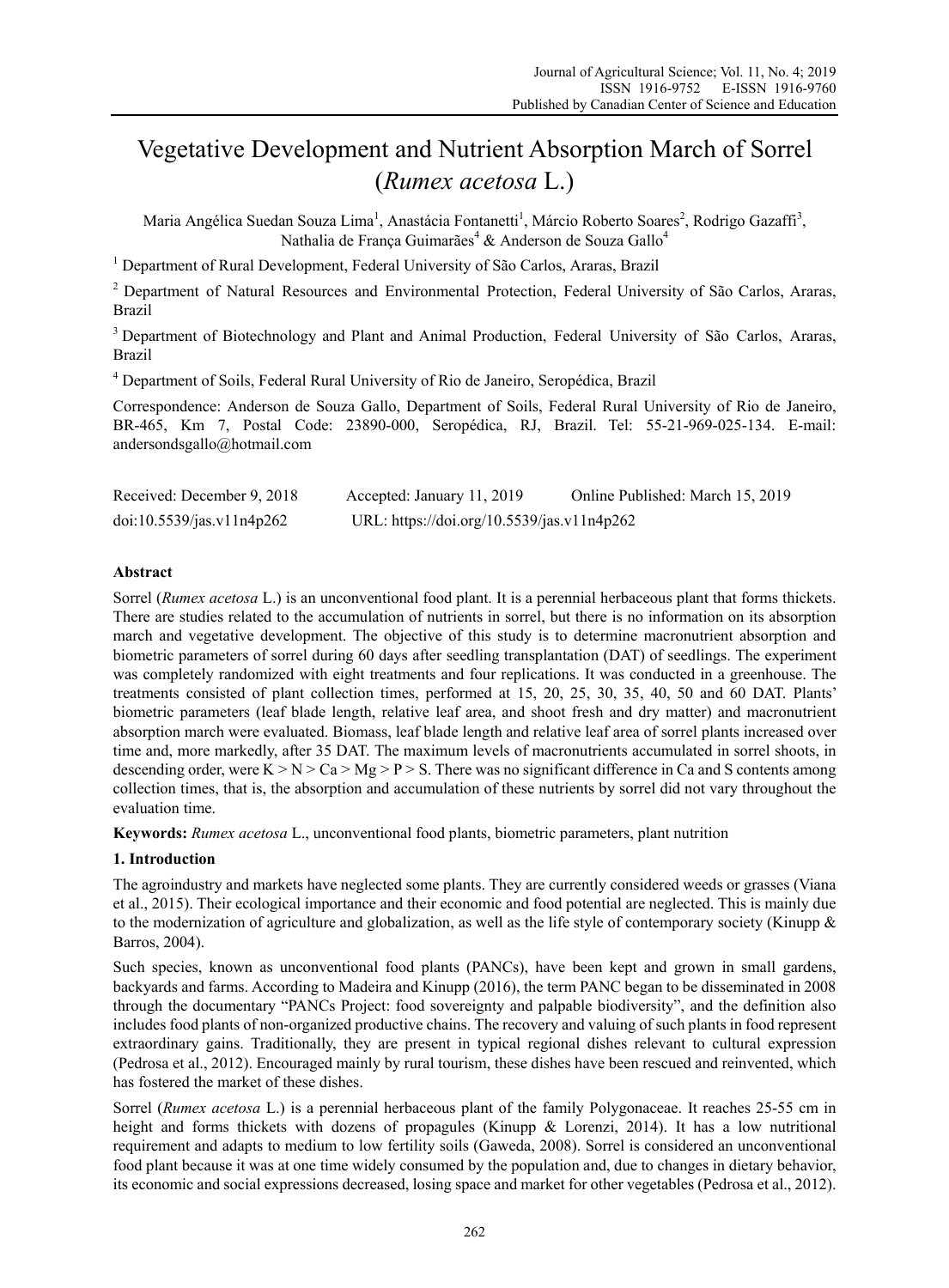# Vegetative Development and Nutrient Absorption March of Sorrel (*Rumex acetosa* L.)

Maria Angélica Suedan Souza Lima[1], Anastácia Fontanetti[1], Márcio Roberto Soares[2], Rodrigo Gazaffi[3], Nathalia de França Guimarães[4] & Anderson de Souza Gallo[4]

[1] Department of Rural Development, Federal University of São Carlos, Araras, Brazil

[2] Department of Natural Resources and Environmental Protection, Federal University of São Carlos, Araras, Brazil

[3] Department of Biotechnology and Plant and Animal Production, Federal University of São Carlos, Araras, Brazil

[4] Department of Soils, Federal Rural University of Rio de Janeiro, Seropédica, Brazil

Correspondence: Anderson de Souza Gallo, Department of Soils, Federal Rural University of Rio de Janeiro, BR-465, Km 7, Postal Code: 23890-000, Seropédica, RJ, Brazil. Tel: 55-21-969-025-134. E-mail: andersondsgallo@hotmail.com

Received: December 9, 2018 Accepted: January 11, 2019 Online Published: March 15, 2019

doi:10.5539/jas.v11n4p262 URL: https://doi.org/10.5539/jas.v11n4p262

## Abstract

Sorrel (*Rumex acetosa* L.) is an unconventional food plant. It is a perennial herbaceous plant that forms thickets. There are studies related to the accumulation of nutrients in sorrel, but there is no information on its absorption march and vegetative development. The objective of this study is to determine macronutrient absorption and biometric parameters of sorrel during 60 days after seedling transplantation (DAT) of seedlings. The experiment was completely randomized with eight treatments and four replications. It was conducted in a greenhouse. The treatments consisted of plant collection times, performed at 15, 20, 25, 30, 35, 40, 50 and 60 DAT. Plants' biometric parameters (leaf blade length, relative leaf area, and shoot fresh and dry matter) and macronutrient absorption march were evaluated. Biomass, leaf blade length and relative leaf area of sorrel plants increased over time and, more markedly, after 35 DAT. The maximum levels of macronutrients accumulated in sorrel shoots, in descending order, were K > N > Ca > Mg > P > S. There was no significant difference in Ca and S contents among collection times, that is, the absorption and accumulation of these nutrients by sorrel did not vary throughout the evaluation time.

**Keywords:** *Rumex acetosa* L., unconventional food plants, biometric parameters, plant nutrition

## 1. Introduction

The agroindustry and markets have neglected some plants. They are currently considered weeds or grasses (Viana et al., 2015). Their ecological importance and their economic and food potential are neglected. This is mainly due to the modernization of agriculture and globalization, as well as the life style of contemporary society (Kinupp & Barros, 2004).

Such species, known as unconventional food plants (PANCs), have been kept and grown in small gardens, backyards and farms. According to Madeira and Kinupp (2016), the term PANC began to be disseminated in 2008 through the documentary "PANCs Project: food sovereignty and palpable biodiversity", and the definition also includes food plants of non-organized productive chains. The recovery and valuing of such plants in food represent extraordinary gains. Traditionally, they are present in typical regional dishes relevant to cultural expression (Pedrosa et al., 2012). Encouraged mainly by rural tourism, these dishes have been rescued and reinvented, which has fostered the market of these dishes.

Sorrel (*Rumex acetosa* L.) is a perennial herbaceous plant of the family Polygonaceae. It reaches 25-55 cm in height and forms thickets with dozens of propagules (Kinupp & Lorenzi, 2014). It has a low nutritional requirement and adapts to medium to low fertility soils (Gaweda, 2008). Sorrel is considered an unconventional food plant because it was at one time widely consumed by the population and, due to changes in dietary behavior, its economic and social expressions decreased, losing space and market for other vegetables (Pedrosa et al., 2012).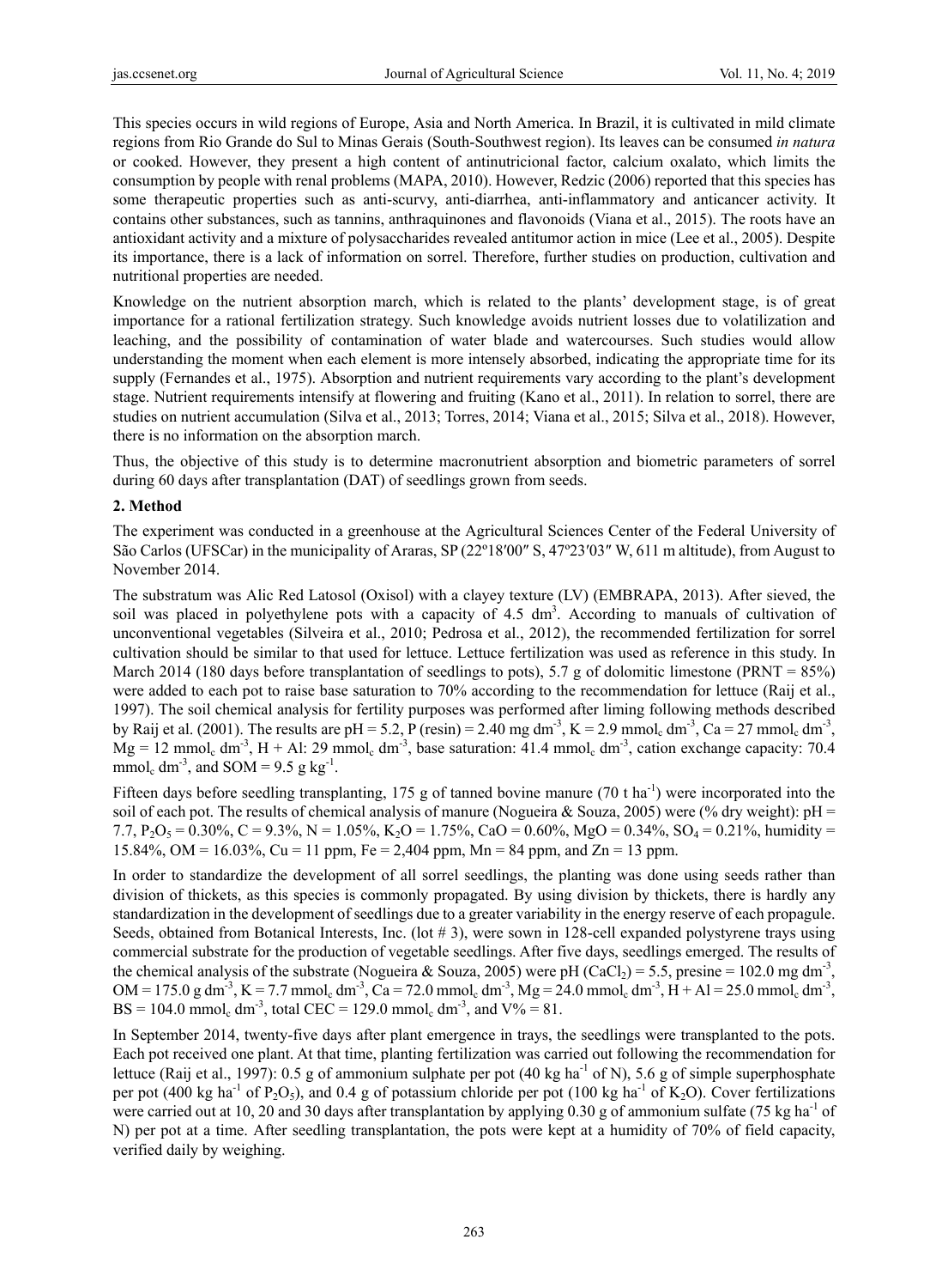This species occurs in wild regions of Europe, Asia and North America. In Brazil, it is cultivated in mild climate regions from Rio Grande do Sul to Minas Gerais (South-Southwest region). Its leaves can be consumed *in natura* or cooked. However, they present a high content of antinutricional factor, calcium oxalato, which limits the consumption by people with renal problems (MAPA, 2010). However, Redzic (2006) reported that this species has some therapeutic properties such as anti-scurvy, anti-diarrhea, anti-inflammatory and anticancer activity. It contains other substances, such as tannins, anthraquinones and flavonoids (Viana et al., 2015). The roots have an antioxidant activity and a mixture of polysaccharides revealed antitumor action in mice (Lee et al., 2005). Despite its importance, there is a lack of information on sorrel. Therefore, further studies on production, cultivation and nutritional properties are needed.

Knowledge on the nutrient absorption march, which is related to the plants' development stage, is of great importance for a rational fertilization strategy. Such knowledge avoids nutrient losses due to volatilization and leaching, and the possibility of contamination of water blade and watercourses. Such studies would allow understanding the moment when each element is more intensely absorbed, indicating the appropriate time for its supply (Fernandes et al., 1975). Absorption and nutrient requirements vary according to the plant's development stage. Nutrient requirements intensify at flowering and fruiting (Kano et al., 2011). In relation to sorrel, there are studies on nutrient accumulation (Silva et al., 2013; Torres, 2014; Viana et al., 2015; Silva et al., 2018). However, there is no information on the absorption march.

Thus, the objective of this study is to determine macronutrient absorption and biometric parameters of sorrel during 60 days after transplantation (DAT) of seedlings grown from seeds.

## 2. Method

The experiment was conducted in a greenhouse at the Agricultural Sciences Center of the Federal University of São Carlos (UFSCar) in the municipality of Araras, SP (22º18′00″ S, 47º23′03″ W, 611 m altitude), from August to November 2014.

The substratum was Alic Red Latosol (Oxisol) with a clayey texture (LV) (EMBRAPA, 2013). After sieved, the soil was placed in polyethylene pots with a capacity of 4.5 $dm^3$. According to manuals of cultivation of unconventional vegetables (Silveira et al., 2010; Pedrosa et al., 2012), the recommended fertilization for sorrel cultivation should be similar to that used for lettuce. Lettuce fertilization was used as reference in this study. In March 2014 (180 days before transplantation of seedlings to pots), 5.7 g of dolomitic limestone (PRNT = 85%) were added to each pot to raise base saturation to 70% according to the recommendation for lettuce (Raij et al., 1997). The soil chemical analysis for fertility purposes was performed after liming following methods described by Raij et al. (2001). The results are pH = 5.2, P (resin) = 2.40 mg $dm^{-3}$, K = 2.9 $mmol_c$ $dm^{-3}$, Ca = 27 $mmol_c$ $dm^{-3}$, Mg = 12 $mmol_c$ $dm^{-3}$, H + Al: 29 $mmol_c$ $dm^{-3}$, base saturation: 41.4 $mmol_c$ $dm^{-3}$, cation exchange capacity: 70.4 $mmol_c$ $dm^{-3}$, and SOM = 9.5 g $kg^{-1}$.

Fifteen days before seedling transplanting, 175 g of tanned bovine manure (70 t $ha^{-1}$) were incorporated into the soil of each pot. The results of chemical analysis of manure (Nogueira & Souza, 2005) were (% dry weight): pH = 7.7, $P_2O_5$ = 0.30%, C = 9.3%, N = 1.05%, $K_2O$ = 1.75%, CaO = 0.60%, MgO = 0.34%, $SO_4$ = 0.21%, humidity = 15.84%, OM = 16.03%, Cu = 11 ppm, Fe = 2,404 ppm, Mn = 84 ppm, and Zn = 13 ppm.

In order to standardize the development of all sorrel seedlings, the planting was done using seeds rather than division of thickets, as this species is commonly propagated. By using division by thickets, there is hardly any standardization in the development of seedlings due to a greater variability in the energy reserve of each propagule. Seeds, obtained from Botanical Interests, Inc. (lot # 3), were sown in 128-cell expanded polystyrene trays using commercial substrate for the production of vegetable seedlings. After five days, seedlings emerged. The results of the chemical analysis of the substrate (Nogueira & Souza, 2005) were pH ($CaCl_2$) = 5.5, presine = 102.0 mg $dm^{-3}$, OM = 175.0 g $dm^{-3}$, K = 7.7 $mmol_c$ $dm^{-3}$, Ca = 72.0 $mmol_c$ $dm^{-3}$, Mg = 24.0 $mmol_c$ $dm^{-3}$, H + Al = 25.0 $mmol_c$ $dm^{-3}$, BS = 104.0 $mmol_c$ $dm^{-3}$, total CEC = 129.0 $mmol_c$ $dm^{-3}$, and V% = 81.

In September 2014, twenty-five days after plant emergence in trays, the seedlings were transplanted to the pots. Each pot received one plant. At that time, planting fertilization was carried out following the recommendation for lettuce (Raij et al., 1997): 0.5 g of ammonium sulphate per pot (40 kg $ha^{-1}$ of N), 5.6 g of simple superphosphate per pot (400 kg $ha^{-1}$ of $P_2O_5$), and 0.4 g of potassium chloride per pot (100 kg $ha^{-1}$ of $K_2O$). Cover fertilizations were carried out at 10, 20 and 30 days after transplantation by applying 0.30 g of ammonium sulfate (75 kg $ha^{-1}$ of N) per pot at a time. After seedling transplantation, the pots were kept at a humidity of 70% of field capacity, verified daily by weighing.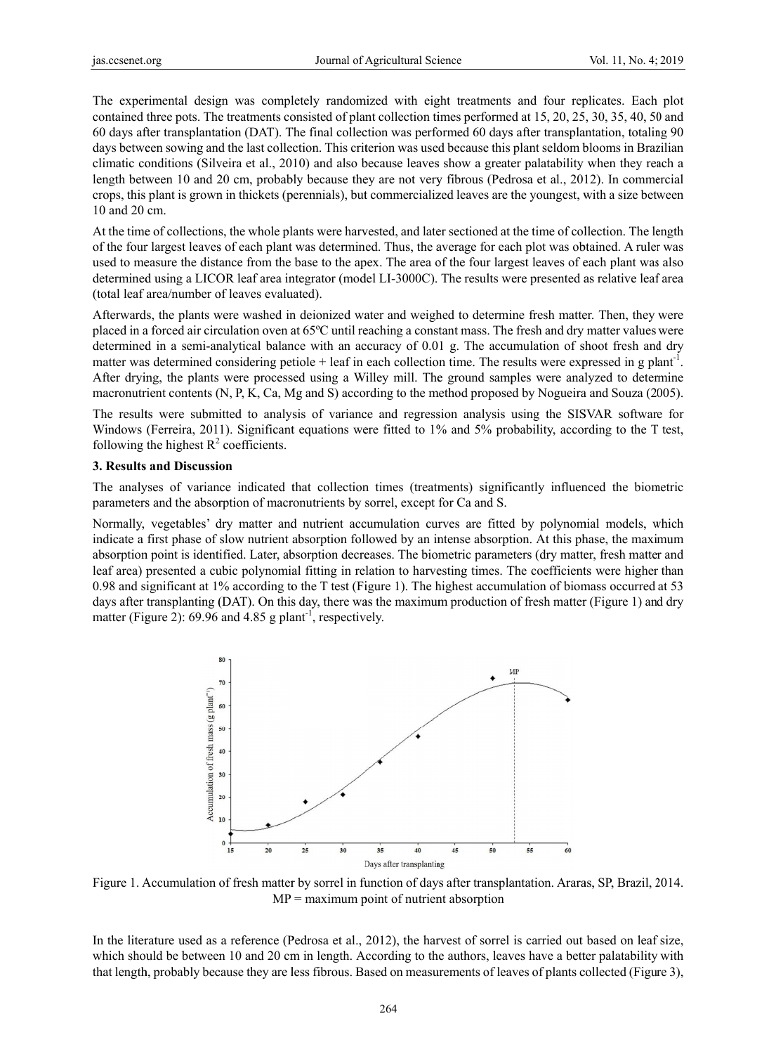The experimental design was completely randomized with eight treatments and four replicates. Each plot contained three pots. The treatments consisted of plant collection times performed at 15, 20, 25, 30, 35, 40, 50 and 60 days after transplantation (DAT). The final collection was performed 60 days after transplantation, totaling 90 days between sowing and the last collection. This criterion was used because this plant seldom blooms in Brazilian climatic conditions (Silveira et al., 2010) and also because leaves show a greater palatability when they reach a length between 10 and 20 cm, probably because they are not very fibrous (Pedrosa et al., 2012). In commercial crops, this plant is grown in thickets (perennials), but commercialized leaves are the youngest, with a size between 10 and 20 cm.

At the time of collections, the whole plants were harvested, and later sectioned at the time of collection. The length of the four largest leaves of each plant was determined. Thus, the average for each plot was obtained. A ruler was used to measure the distance from the base to the apex. The area of the four largest leaves of each plant was also determined using a LICOR leaf area integrator (model LI-3000C). The results were presented as relative leaf area (total leaf area/number of leaves evaluated).

Afterwards, the plants were washed in deionized water and weighed to determine fresh matter. Then, they were placed in a forced air circulation oven at 65ºC until reaching a constant mass. The fresh and dry matter values were determined in a semi-analytical balance with an accuracy of 0.01 g. The accumulation of shoot fresh and dry matter was determined considering petiole + leaf in each collection time. The results were expressed in g plant$^{-1}$. After drying, the plants were processed using a Willey mill. The ground samples were analyzed to determine macronutrient contents (N, P, K, Ca, Mg and S) according to the method proposed by Nogueira and Souza (2005).

The results were submitted to analysis of variance and regression analysis using the SISVAR software for Windows (Ferreira, 2011). Significant equations were fitted to 1% and 5% probability, according to the T test, following the highest $R^2$ coefficients.

## 3. Results and Discussion

The analyses of variance indicated that collection times (treatments) significantly influenced the biometric parameters and the absorption of macronutrients by sorrel, except for Ca and S.

Normally, vegetables' dry matter and nutrient accumulation curves are fitted by polynomial models, which indicate a first phase of slow nutrient absorption followed by an intense absorption. At this phase, the maximum absorption point is identified. Later, absorption decreases. The biometric parameters (dry matter, fresh matter and leaf area) presented a cubic polynomial fitting in relation to harvesting times. The coefficients were higher than 0.98 and significant at 1% according to the T test (Figure 1). The highest accumulation of biomass occurred at 53 days after transplanting (DAT). On this day, there was the maximum production of fresh matter (Figure 1) and dry matter (Figure 2): 69.96 and 4.85 g plant$^{-1}$, respectively.

Figure 1. Accumulation of fresh matter by sorrel in function of days after transplantation. Araras, SP, Brazil, 2014. MP = maximum point of nutrient absorption

In the literature used as a reference (Pedrosa et al., 2012), the harvest of sorrel is carried out based on leaf size, which should be between 10 and 20 cm in length. According to the authors, leaves have a better palatability with that length, probably because they are less fibrous. Based on measurements of leaves of plants collected (Figure 3),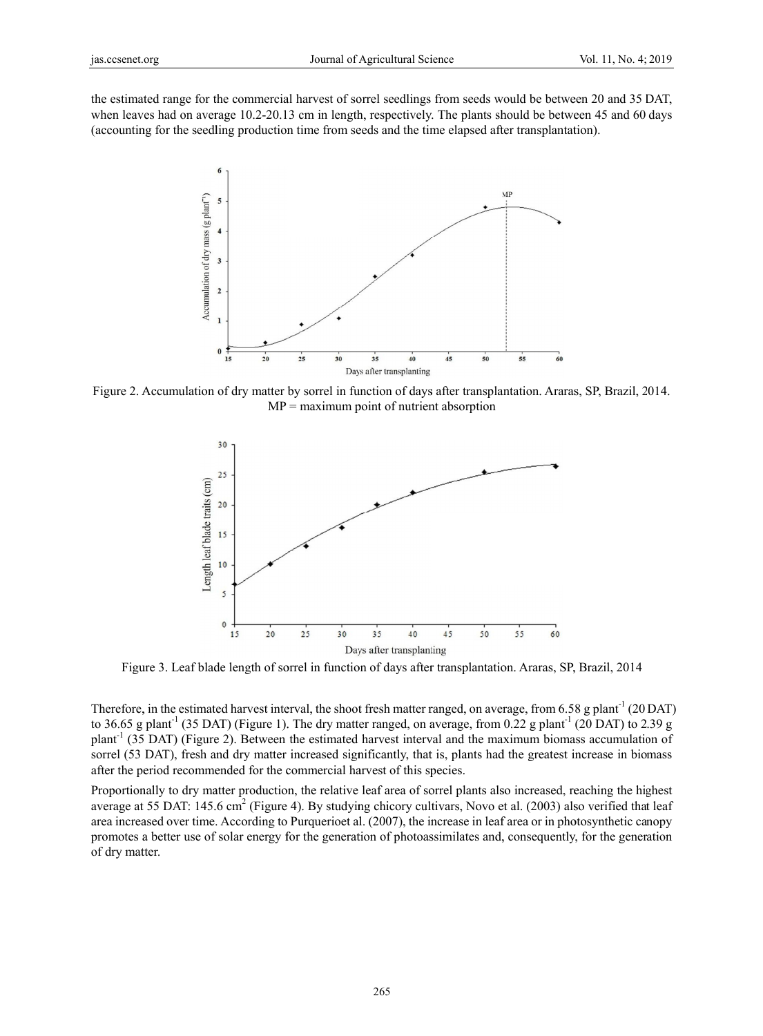the estimated range for the commercial harvest of sorrel seedlings from seeds would be between 20 and 35 DAT, when leaves had on average 10.2-20.13 cm in length, respectively. The plants should be between 45 and 60 days (accounting for the seedling production time from seeds and the time elapsed after transplantation).

Figure 2. Accumulation of dry matter by sorrel in function of days after transplantation. Araras, SP, Brazil, 2014. MP = maximum point of nutrient absorption

Figure 3. Leaf blade length of sorrel in function of days after transplantation. Araras, SP, Brazil, 2014

Therefore, in the estimated harvest interval, the shoot fresh matter ranged, on average, from 6.58 g plant$^{-1}$ (20 DAT) to 36.65 g plant$^{-1}$ (35 DAT) (Figure 1). The dry matter ranged, on average, from 0.22 g plant$^{-1}$ (20 DAT) to 2.39 g plant$^{-1}$ (35 DAT) (Figure 2). Between the estimated harvest interval and the maximum biomass accumulation of sorrel (53 DAT), fresh and dry matter increased significantly, that is, plants had the greatest increase in biomass after the period recommended for the commercial harvest of this species.

Proportionally to dry matter production, the relative leaf area of sorrel plants also increased, reaching the highest average at 55 DAT: 145.6 cm$^2$ (Figure 4). By studying chicory cultivars, Novo et al. (2003) also verified that leaf area increased over time. According to Purquerioet al. (2007), the increase in leaf area or in photosynthetic canopy promotes a better use of solar energy for the generation of photoassimilates and, consequently, for the generation of dry matter.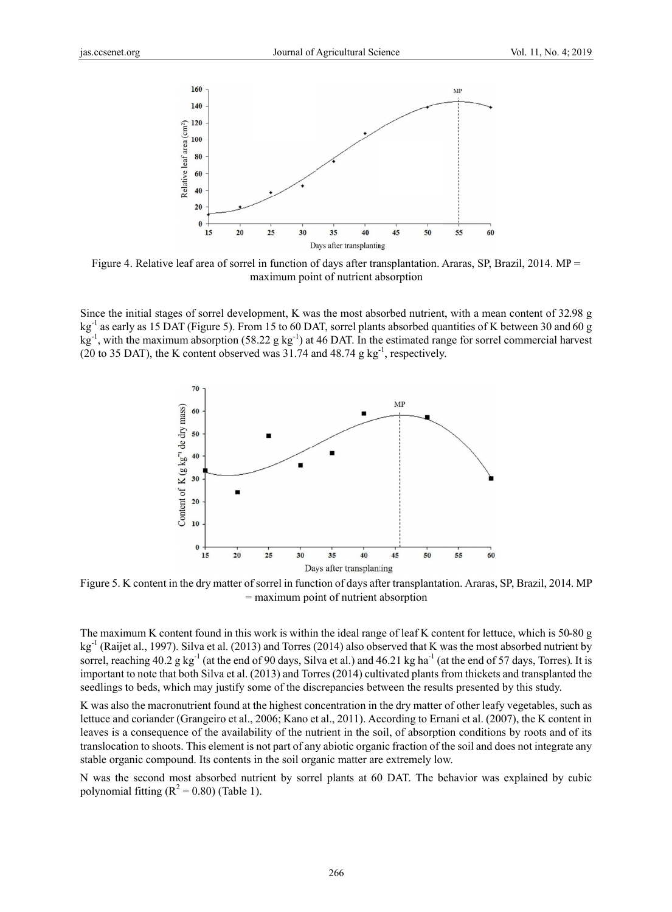Figure 4. Relative leaf area of sorrel in function of days after transplantation. Araras, SP, Brazil, 2014. MP = maximum point of nutrient absorption

Since the initial stages of sorrel development, K was the most absorbed nutrient, with a mean content of 32.98 g kg$^{-1}$ as early as 15 DAT (Figure 5). From 15 to 60 DAT, sorrel plants absorbed quantities of K between 30 and 60 g kg$^{-1}$, with the maximum absorption (58.22 g kg$^{-1}$) at 46 DAT. In the estimated range for sorrel commercial harvest (20 to 35 DAT), the K content observed was 31.74 and 48.74 g kg$^{-1}$, respectively.

Figure 5. K content in the dry matter of sorrel in function of days after transplantation. Araras, SP, Brazil, 2014. MP = maximum point of nutrient absorption

The maximum K content found in this work is within the ideal range of leaf K content for lettuce, which is 50-80 g kg$^{-1}$ (Raijet al., 1997). Silva et al. (2013) and Torres (2014) also observed that K was the most absorbed nutrient by sorrel, reaching 40.2 g kg$^{-1}$ (at the end of 90 days, Silva et al.) and 46.21 kg ha$^{-1}$ (at the end of 57 days, Torres). It is important to note that both Silva et al. (2013) and Torres (2014) cultivated plants from thickets and transplanted the seedlings to beds, which may justify some of the discrepancies between the results presented by this study.

K was also the macronutrient found at the highest concentration in the dry matter of other leafy vegetables, such as lettuce and coriander (Grangeiro et al., 2006; Kano et al., 2011). According to Ernani et al. (2007), the K content in leaves is a consequence of the availability of the nutrient in the soil, of absorption conditions by roots and of its translocation to shoots. This element is not part of any abiotic organic fraction of the soil and does not integrate any stable organic compound. Its contents in the soil organic matter are extremely low.

N was the second most absorbed nutrient by sorrel plants at 60 DAT. The behavior was explained by cubic polynomial fitting ($R^2 = 0.80$) (Table 1).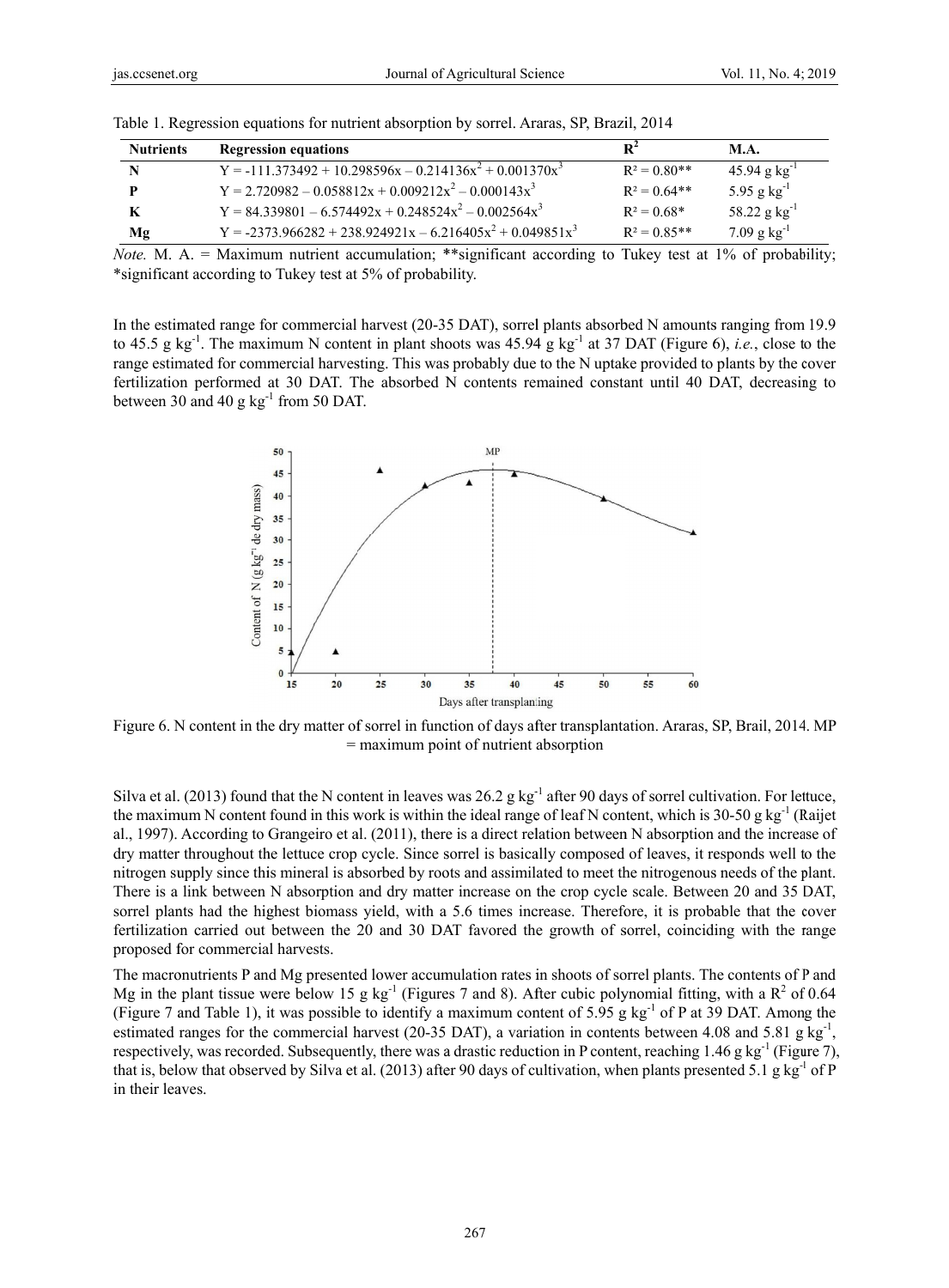Table 1. Regression equations for nutrient absorption by sorrel. Araras, SP, Brazil, 2014

| Nutrients | Regression equations | $R^2$ | M.A. |
|---|---|---|---|
| N | $Y = -111.373492 + 10.298596x - 0.214136x^2 + 0.001370x^3$ | $R^2 = 0.80$** | 45.94 g $kg^{-1}$ |
| P | $Y = 2.720982 - 0.058812x + 0.009212x^2 - 0.000143x^3$ | $R^2 = 0.64$** | 5.95 g $kg^{-1}$ |
| K | $Y = 84.339801 - 6.574492x + 0.248524x^2 - 0.002564x^3$ | $R^2 = 0.68$* | 58.22 g $kg^{-1}$ |
| Mg | $Y = -2373.966282 + 238.924921x - 6.216405x^2 + 0.049851x^3$ | $R^2 = 0.85$** | 7.09 g $kg^{-1}$ |

*Note.* M. A. = Maximum nutrient accumulation; **significant according to Tukey test at 1% of probability; *significant according to Tukey test at 5% of probability.

In the estimated range for commercial harvest (20-35 DAT), sorrel plants absorbed N amounts ranging from 19.9 to 45.5 g $kg^{-1}$. The maximum N content in plant shoots was 45.94 g $kg^{-1}$ at 37 DAT (Figure 6), *i.e.*, close to the range estimated for commercial harvesting. This was probably due to the N uptake provided to plants by the cover fertilization performed at 30 DAT. The absorbed N contents remained constant until 40 DAT, decreasing to between 30 and 40 g $kg^{-1}$ from 50 DAT.

Figure 6. N content in the dry matter of sorrel in function of days after transplantation. Araras, SP, Brail, 2014. MP = maximum point of nutrient absorption

Silva et al. (2013) found that the N content in leaves was 26.2 g $kg^{-1}$ after 90 days of sorrel cultivation. For lettuce, the maximum N content found in this work is within the ideal range of leaf N content, which is 30-50 g $kg^{-1}$ (Raijet al., 1997). According to Grangeiro et al. (2011), there is a direct relation between N absorption and the increase of dry matter throughout the lettuce crop cycle. Since sorrel is basically composed of leaves, it responds well to the nitrogen supply since this mineral is absorbed by roots and assimilated to meet the nitrogenous needs of the plant. There is a link between N absorption and dry matter increase on the crop cycle scale. Between 20 and 35 DAT, sorrel plants had the highest biomass yield, with a 5.6 times increase. Therefore, it is probable that the cover fertilization carried out between the 20 and 30 DAT favored the growth of sorrel, coinciding with the range proposed for commercial harvests.

The macronutrients P and Mg presented lower accumulation rates in shoots of sorrel plants. The contents of P and Mg in the plant tissue were below 15 g $kg^{-1}$ (Figures 7 and 8). After cubic polynomial fitting, with a $R^2$ of 0.64 (Figure 7 and Table 1), it was possible to identify a maximum content of 5.95 g $kg^{-1}$ of P at 39 DAT. Among the estimated ranges for the commercial harvest (20-35 DAT), a variation in contents between 4.08 and 5.81 g $kg^{-1}$, respectively, was recorded. Subsequently, there was a drastic reduction in P content, reaching 1.46 g $kg^{-1}$ (Figure 7), that is, below that observed by Silva et al. (2013) after 90 days of cultivation, when plants presented 5.1 g $kg^{-1}$ of P in their leaves.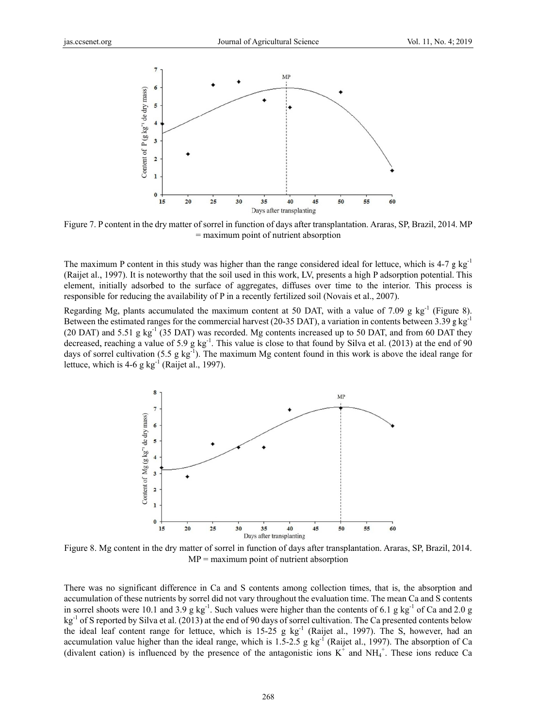Figure 7. P content in the dry matter of sorrel in function of days after transplantation. Araras, SP, Brazil, 2014. MP = maximum point of nutrient absorption

The maximum P content in this study was higher than the range considered ideal for lettuce, which is 4-7 g $kg^{-1}$ (Raijet al., 1997). It is noteworthy that the soil used in this work, LV, presents a high P adsorption potential. This element, initially adsorbed to the surface of aggregates, diffuses over time to the interior. This process is responsible for reducing the availability of P in a recently fertilized soil (Novais et al., 2007).

Regarding Mg, plants accumulated the maximum content at 50 DAT, with a value of 7.09 g $kg^{-1}$ (Figure 8). Between the estimated ranges for the commercial harvest (20-35 DAT), a variation in contents between 3.39 g $kg^{-1}$ (20 DAT) and 5.51 g $kg^{-1}$ (35 DAT) was recorded. Mg contents increased up to 50 DAT, and from 60 DAT they decreased, reaching a value of 5.9 g $kg^{-1}$. This value is close to that found by Silva et al. (2013) at the end of 90 days of sorrel cultivation (5.5 g $kg^{-1}$). The maximum Mg content found in this work is above the ideal range for lettuce, which is 4-6 g $kg^{-1}$ (Raijet al., 1997).

Figure 8. Mg content in the dry matter of sorrel in function of days after transplantation. Araras, SP, Brazil, 2014. MP = maximum point of nutrient absorption

There was no significant difference in Ca and S contents among collection times, that is, the absorption and accumulation of these nutrients by sorrel did not vary throughout the evaluation time. The mean Ca and S contents in sorrel shoots were 10.1 and 3.9 g $kg^{-1}$. Such values were higher than the contents of 6.1 g $kg^{-1}$ of Ca and 2.0 g $kg^{-1}$ of S reported by Silva et al. (2013) at the end of 90 days of sorrel cultivation. The Ca presented contents below the ideal leaf content range for lettuce, which is 15-25 g $kg^{-1}$ (Raijet al., 1997). The S, however, had an accumulation value higher than the ideal range, which is 1.5-2.5 g $kg^{-1}$ (Raijet al., 1997). The absorption of Ca (divalent cation) is influenced by the presence of the antagonistic ions $K^+$ and $NH_4^+$. These ions reduce Ca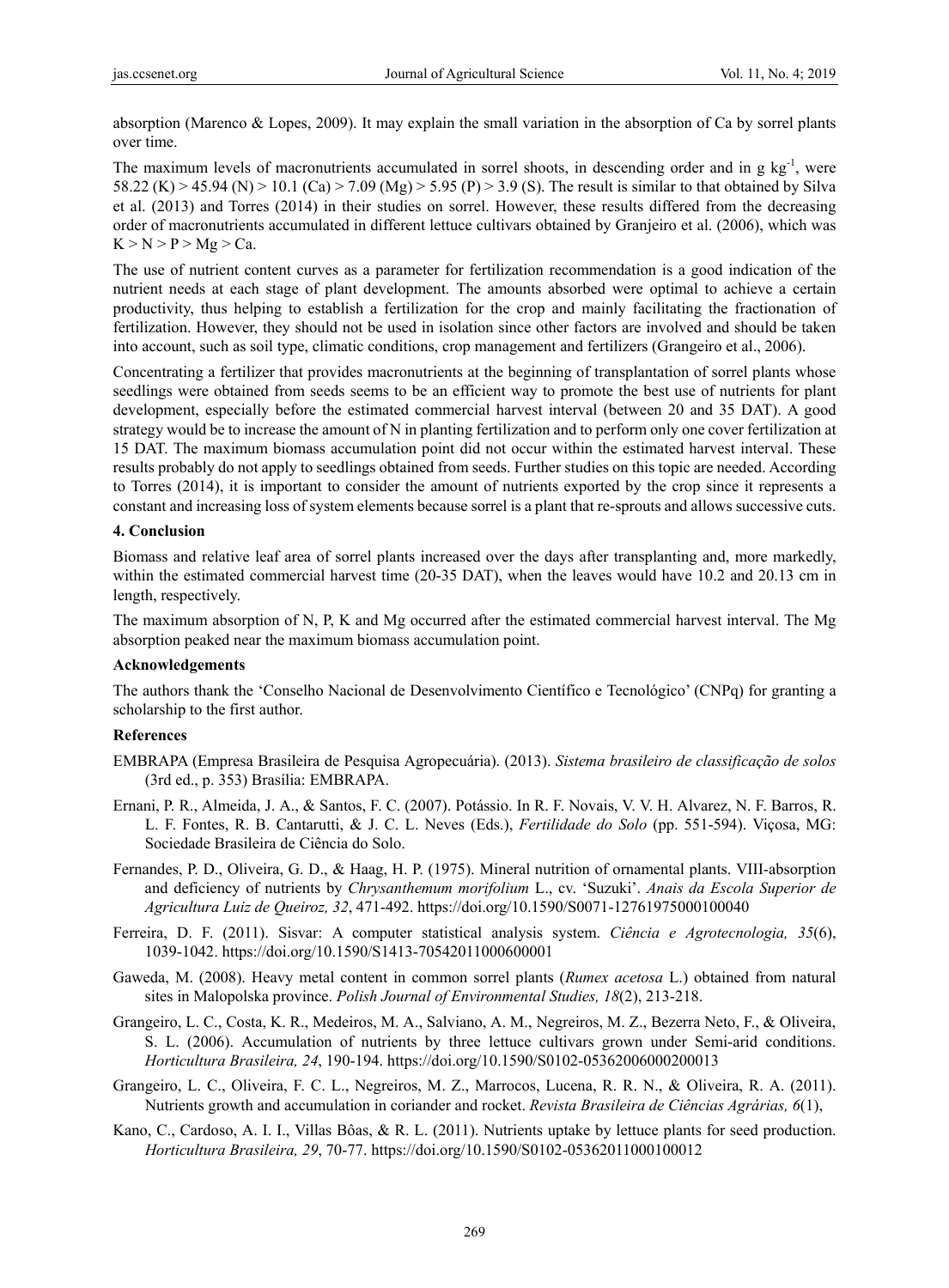absorption (Marenco & Lopes, 2009). It may explain the small variation in the absorption of Ca by sorrel plants over time.

The maximum levels of macronutrients accumulated in sorrel shoots, in descending order and in g $kg^{-1}$, were 58.22 (K) > 45.94 (N) > 10.1 (Ca) > 7.09 (Mg) > 5.95 (P) > 3.9 (S). The result is similar to that obtained by Silva et al. (2013) and Torres (2014) in their studies on sorrel. However, these results differed from the decreasing order of macronutrients accumulated in different lettuce cultivars obtained by Granjeiro et al. (2006), which was K > N > P > Mg > Ca.

The use of nutrient content curves as a parameter for fertilization recommendation is a good indication of the nutrient needs at each stage of plant development. The amounts absorbed were optimal to achieve a certain productivity, thus helping to establish a fertilization for the crop and mainly facilitating the fractionation of fertilization. However, they should not be used in isolation since other factors are involved and should be taken into account, such as soil type, climatic conditions, crop management and fertilizers (Grangeiro et al., 2006).

Concentrating a fertilizer that provides macronutrients at the beginning of transplantation of sorrel plants whose seedlings were obtained from seeds seems to be an efficient way to promote the best use of nutrients for plant development, especially before the estimated commercial harvest interval (between 20 and 35 DAT). A good strategy would be to increase the amount of N in planting fertilization and to perform only one cover fertilization at 15 DAT. The maximum biomass accumulation point did not occur within the estimated harvest interval. These results probably do not apply to seedlings obtained from seeds. Further studies on this topic are needed. According to Torres (2014), it is important to consider the amount of nutrients exported by the crop since it represents a constant and increasing loss of system elements because sorrel is a plant that re-sprouts and allows successive cuts.

## 4. Conclusion

Biomass and relative leaf area of sorrel plants increased over the days after transplanting and, more markedly, within the estimated commercial harvest time (20-35 DAT), when the leaves would have 10.2 and 20.13 cm in length, respectively.

The maximum absorption of N, P, K and Mg occurred after the estimated commercial harvest interval. The Mg absorption peaked near the maximum biomass accumulation point.

## Acknowledgements

The authors thank the 'Conselho Nacional de Desenvolvimento Científico e Tecnológico' (CNPq) for granting a scholarship to the first author.

## References

EMBRAPA (Empresa Brasileira de Pesquisa Agropecuária). (2013). *Sistema brasileiro de classificação de solos* (3rd ed., p. 353) Brasília: EMBRAPA.

Ernani, P. R., Almeida, J. A., & Santos, F. C. (2007). Potássio. In R. F. Novais, V. V. H. Alvarez, N. F. Barros, R. L. F. Fontes, R. B. Cantarutti, & J. C. L. Neves (Eds.), *Fertilidade do Solo* (pp. 551-594). Viçosa, MG: Sociedade Brasileira de Ciência do Solo.

Fernandes, P. D., Oliveira, G. D., & Haag, H. P. (1975). Mineral nutrition of ornamental plants. VIII-absorption and deficiency of nutrients by *Chrysanthemum morifolium* L., cv. 'Suzuki'. *Anais da Escola Superior de Agricultura Luiz de Queiroz, 32*, 471-492. https://doi.org/10.1590/S0071-12761975000100040

Ferreira, D. F. (2011). Sisvar: A computer statistical analysis system. *Ciência e Agrotecnologia, 35*(6), 1039-1042. https://doi.org/10.1590/S1413-70542011000600001

Gaweda, M. (2008). Heavy metal content in common sorrel plants (*Rumex acetosa* L.) obtained from natural sites in Malopolska province. *Polish Journal of Environmental Studies, 18*(2), 213-218.

Grangeiro, L. C., Costa, K. R., Medeiros, M. A., Salviano, A. M., Negreiros, M. Z., Bezerra Neto, F., & Oliveira, S. L. (2006). Accumulation of nutrients by three lettuce cultivars grown under Semi-arid conditions. *Horticultura Brasileira, 24*, 190-194. https://doi.org/10.1590/S0102-05362006000200013

Grangeiro, L. C., Oliveira, F. C. L., Negreiros, M. Z., Marrocos, Lucena, R. R. N., & Oliveira, R. A. (2011). Nutrients growth and accumulation in coriander and rocket. *Revista Brasileira de Ciências Agrárias, 6*(1),

Kano, C., Cardoso, A. I. I., Villas Bôas, & R. L. (2011). Nutrients uptake by lettuce plants for seed production. *Horticultura Brasileira, 29*, 70-77. https://doi.org/10.1590/S0102-05362011000100012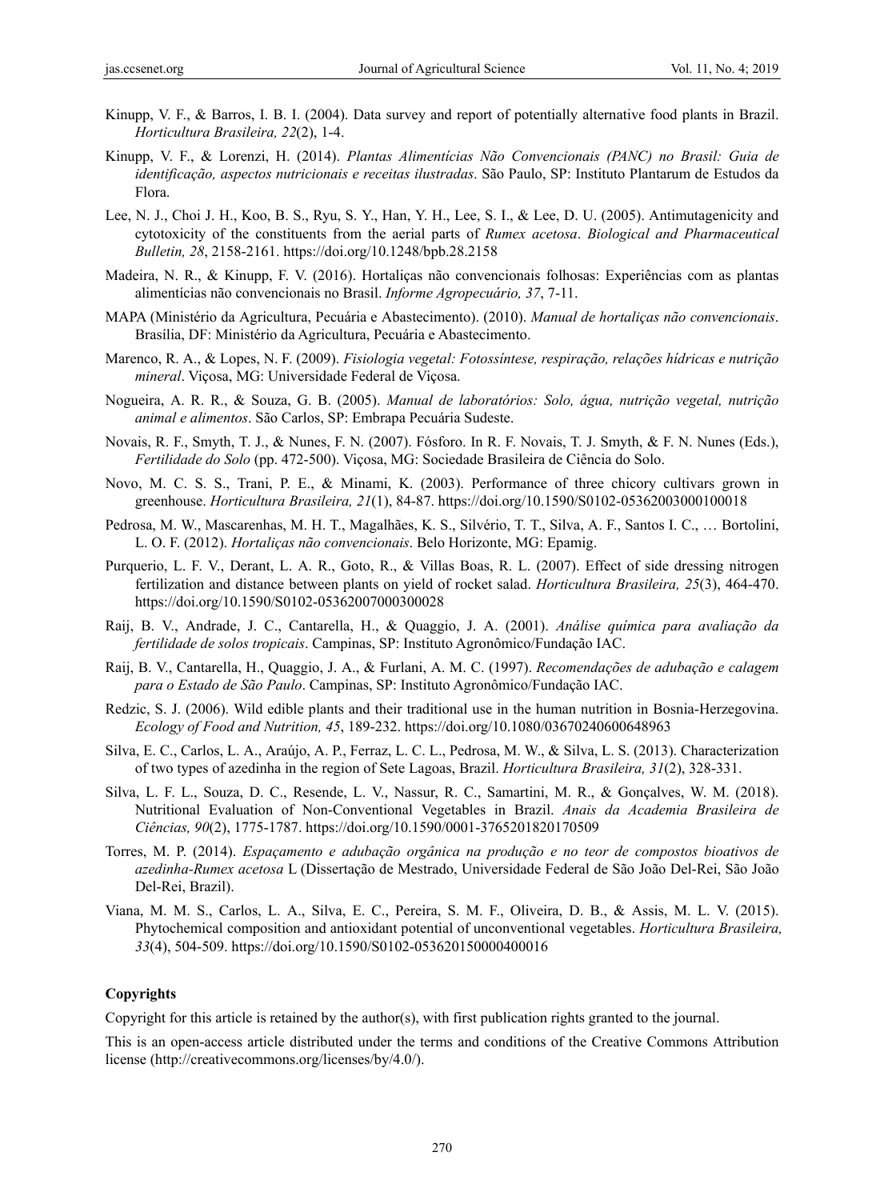Kinupp, V. F., & Barros, I. B. I. (2004). Data survey and report of potentially alternative food plants in Brazil. *Horticultura Brasileira, 22*(2), 1-4.

Kinupp, V. F., & Lorenzi, H. (2014). *Plantas Alimentícias Não Convencionais (PANC) no Brasil: Guia de identificação, aspectos nutricionais e receitas ilustradas*. São Paulo, SP: Instituto Plantarum de Estudos da Flora.

Lee, N. J., Choi J. H., Koo, B. S., Ryu, S. Y., Han, Y. H., Lee, S. I., & Lee, D. U. (2005). Antimutagenicity and cytotoxicity of the constituents from the aerial parts of *Rumex acetosa*. *Biological and Pharmaceutical Bulletin, 28*, 2158-2161. https://doi.org/10.1248/bpb.28.2158

Madeira, N. R., & Kinupp, F. V. (2016). Hortaliças não convencionais folhosas: Experiências com as plantas alimentícias não convencionais no Brasil. *Informe Agropecuário, 37*, 7-11.

MAPA (Ministério da Agricultura, Pecuária e Abastecimento). (2010). *Manual de hortaliças não convencionais*. Brasília, DF: Ministério da Agricultura, Pecuária e Abastecimento.

Marenco, R. A., & Lopes, N. F. (2009). *Fisiologia vegetal: Fotossíntese, respiração, relações hídricas e nutrição mineral*. Viçosa, MG: Universidade Federal de Viçosa.

Nogueira, A. R. R., & Souza, G. B. (2005). *Manual de laboratórios: Solo, água, nutrição vegetal, nutrição animal e alimentos*. São Carlos, SP: Embrapa Pecuária Sudeste.

Novais, R. F., Smyth, T. J., & Nunes, F. N. (2007). Fósforo. In R. F. Novais, T. J. Smyth, & F. N. Nunes (Eds.), *Fertilidade do Solo* (pp. 472-500). Viçosa, MG: Sociedade Brasileira de Ciência do Solo.

Novo, M. C. S. S., Trani, P. E., & Minami, K. (2003). Performance of three chicory cultivars grown in greenhouse. *Horticultura Brasileira, 21*(1), 84-87. https://doi.org/10.1590/S0102-05362003000100018

Pedrosa, M. W., Mascarenhas, M. H. T., Magalhães, K. S., Silvério, T. T., Silva, A. F., Santos I. C., … Bortolini, L. O. F. (2012). *Hortaliças não convencionais*. Belo Horizonte, MG: Epamig.

Purquerio, L. F. V., Derant, L. A. R., Goto, R., & Villas Boas, R. L. (2007). Effect of side dressing nitrogen fertilization and distance between plants on yield of rocket salad. *Horticultura Brasileira, 25*(3), 464-470. https://doi.org/10.1590/S0102-05362007000300028

Raij, B. V., Andrade, J. C., Cantarella, H., & Quaggio, J. A. (2001). *Análise química para avaliação da fertilidade de solos tropicais*. Campinas, SP: Instituto Agronômico/Fundação IAC.

Raij, B. V., Cantarella, H., Quaggio, J. A., & Furlani, A. M. C. (1997). *Recomendações de adubação e calagem para o Estado de São Paulo*. Campinas, SP: Instituto Agronômico/Fundação IAC.

Redzic, S. J. (2006). Wild edible plants and their traditional use in the human nutrition in Bosnia-Herzegovina. *Ecology of Food and Nutrition, 45*, 189-232. https://doi.org/10.1080/03670240600648963

Silva, E. C., Carlos, L. A., Araújo, A. P., Ferraz, L. C. L., Pedrosa, M. W., & Silva, L. S. (2013). Characterization of two types of azedinha in the region of Sete Lagoas, Brazil. *Horticultura Brasileira, 31*(2), 328-331.

Silva, L. F. L., Souza, D. C., Resende, L. V., Nassur, R. C., Samartini, M. R., & Gonçalves, W. M. (2018). Nutritional Evaluation of Non-Conventional Vegetables in Brazil. *Anais da Academia Brasileira de Ciências, 90*(2), 1775-1787. https://doi.org/10.1590/0001-3765201820170509

Torres, M. P. (2014). *Espaçamento e adubação orgânica na produção e no teor de compostos bioativos de azedinha-Rumex acetosa* L (Dissertação de Mestrado, Universidade Federal de São João Del-Rei, São João Del-Rei, Brazil).

Viana, M. M. S., Carlos, L. A., Silva, E. C., Pereira, S. M. F., Oliveira, D. B., & Assis, M. L. V. (2015). Phytochemical composition and antioxidant potential of unconventional vegetables. *Horticultura Brasileira, 33*(4), 504-509. https://doi.org/10.1590/S0102-053620150000400016

**Copyrights**

Copyright for this article is retained by the author(s), with first publication rights granted to the journal.

This is an open-access article distributed under the terms and conditions of the Creative Commons Attribution license (http://creativecommons.org/licenses/by/4.0/).